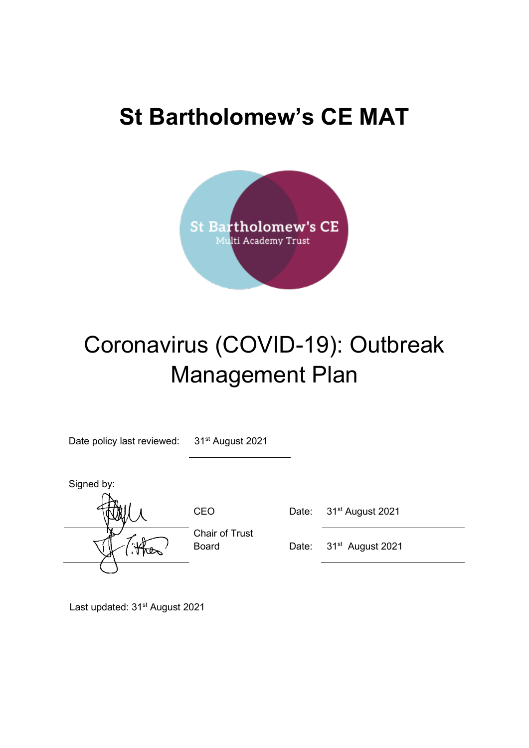# St Bartholomew's CE MAT

St Bartholomew's CE
Multi Academy Trust

# Coronavirus (COVID-19): Outbreak Management Plan

Date policy last reviewed: 31st August 2021

Signed by:

| | | | |
|---|---|---|---|
| | CEO | Date: | 31st August 2021 |
| | Chair of Trust Board | Date: | 31st August 2021 |

Last updated: 31st August 2021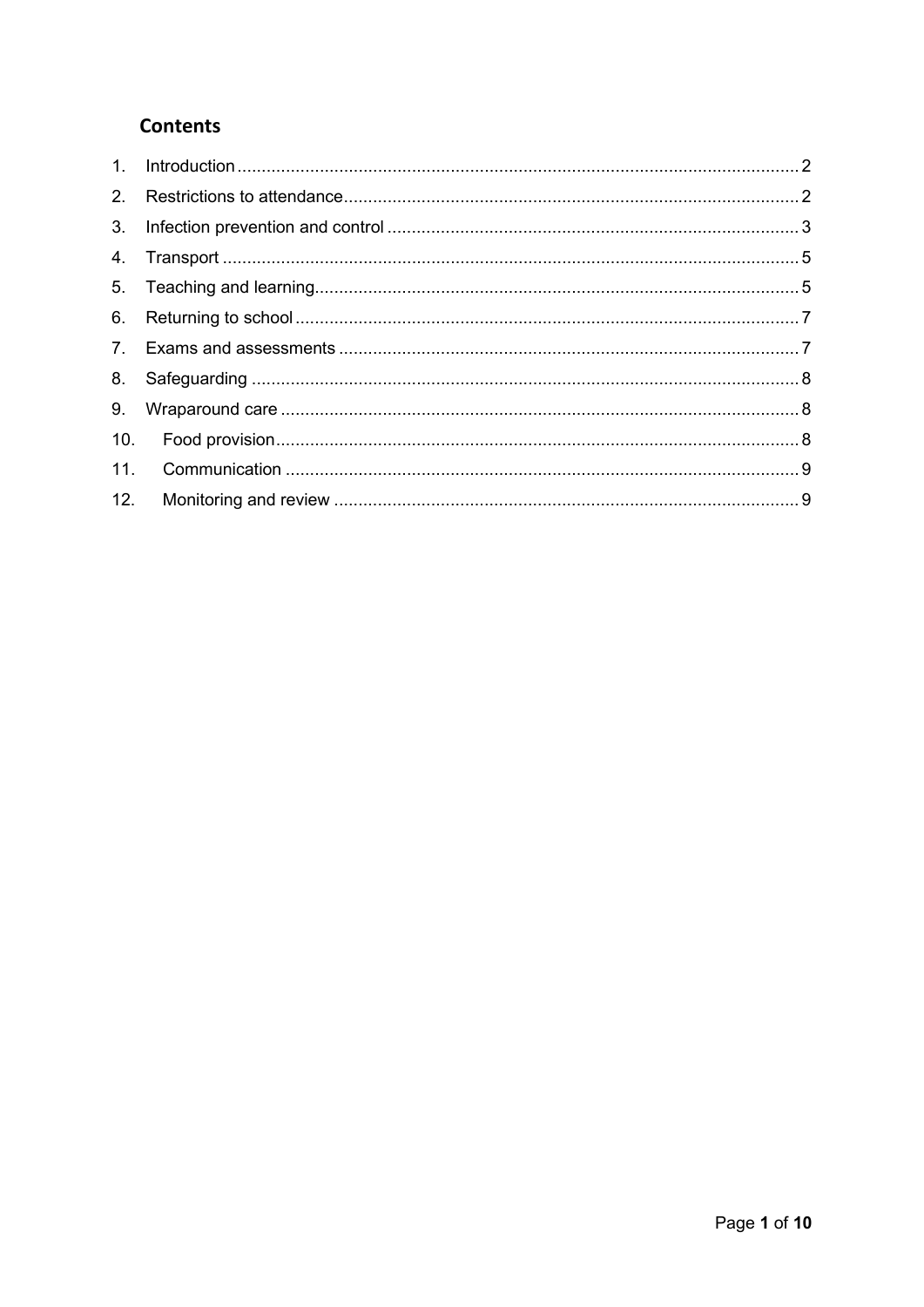## Contents

1. Introduction ........ 2
2. Restrictions to attendance ........ 2
3. Infection prevention and control ........ 3
4. Transport ........ 5
5. Teaching and learning ........ 5
6. Returning to school ........ 7
7. Exams and assessments ........ 7
8. Safeguarding ........ 8
9. Wraparound care ........ 8
10. Food provision ........ 8
11. Communication ........ 9
12. Monitoring and review ........ 9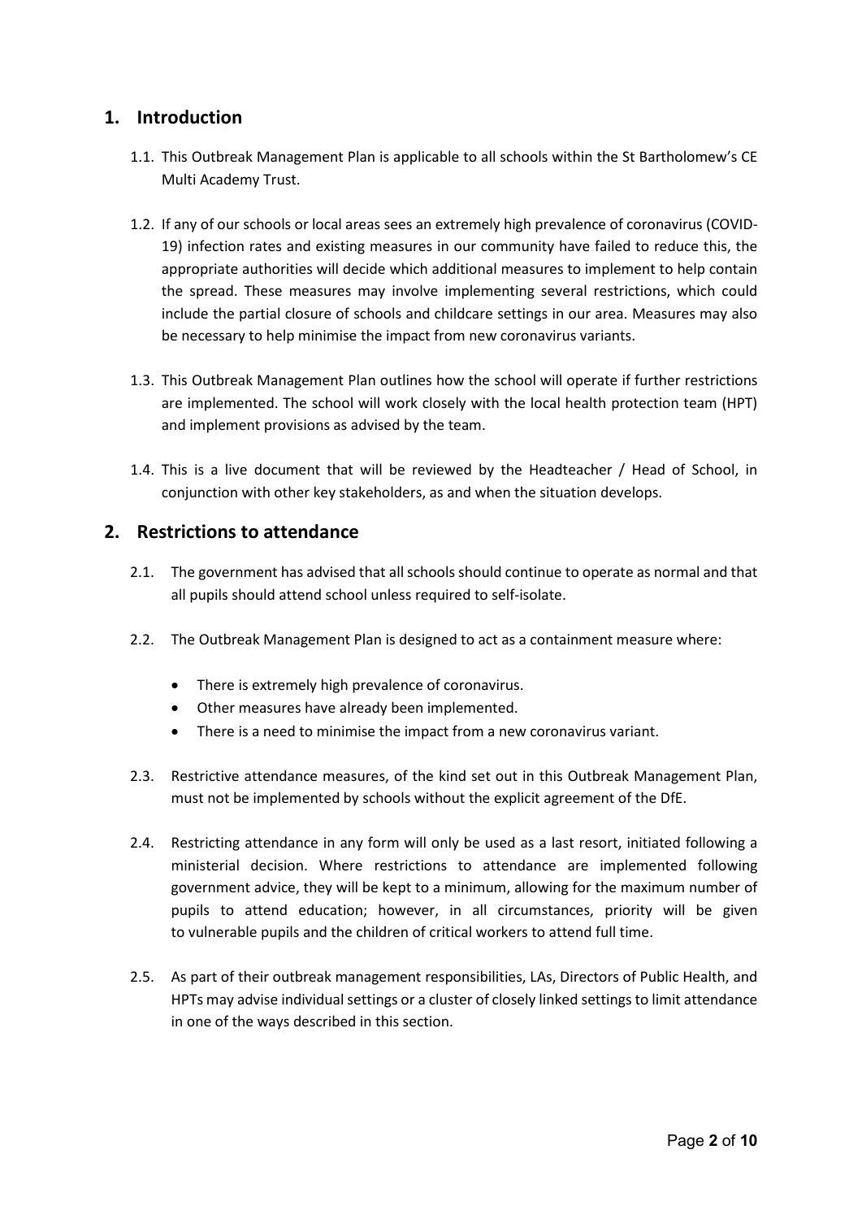## 1. Introduction

1.1. This Outbreak Management Plan is applicable to all schools within the St Bartholomew's CE Multi Academy Trust.

1.2. If any of our schools or local areas sees an extremely high prevalence of coronavirus (COVID-19) infection rates and existing measures in our community have failed to reduce this, the appropriate authorities will decide which additional measures to implement to help contain the spread. These measures may involve implementing several restrictions, which could include the partial closure of schools and childcare settings in our area. Measures may also be necessary to help minimise the impact from new coronavirus variants.

1.3. This Outbreak Management Plan outlines how the school will operate if further restrictions are implemented. The school will work closely with the local health protection team (HPT) and implement provisions as advised by the team.

1.4. This is a live document that will be reviewed by the Headteacher / Head of School, in conjunction with other key stakeholders, as and when the situation develops.

## 2. Restrictions to attendance

2.1. The government has advised that all schools should continue to operate as normal and that all pupils should attend school unless required to self-isolate.

2.2. The Outbreak Management Plan is designed to act as a containment measure where:

- There is extremely high prevalence of coronavirus.
- Other measures have already been implemented.
- There is a need to minimise the impact from a new coronavirus variant.

2.3. Restrictive attendance measures, of the kind set out in this Outbreak Management Plan, must not be implemented by schools without the explicit agreement of the DfE.

2.4. Restricting attendance in any form will only be used as a last resort, initiated following a ministerial decision. Where restrictions to attendance are implemented following government advice, they will be kept to a minimum, allowing for the maximum number of pupils to attend education; however, in all circumstances, priority will be given to vulnerable pupils and the children of critical workers to attend full time.

2.5. As part of their outbreak management responsibilities, LAs, Directors of Public Health, and HPTs may advise individual settings or a cluster of closely linked settings to limit attendance in one of the ways described in this section.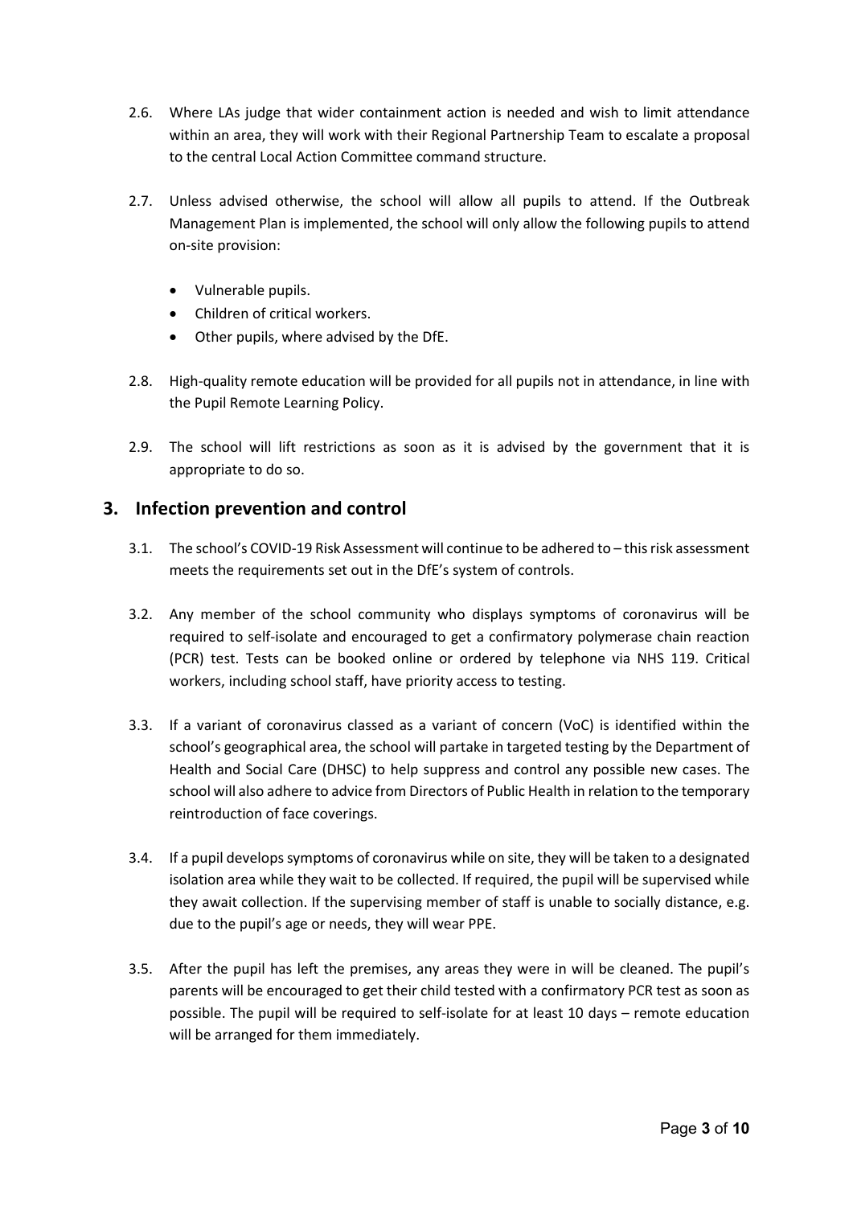2.6. Where LAs judge that wider containment action is needed and wish to limit attendance within an area, they will work with their Regional Partnership Team to escalate a proposal to the central Local Action Committee command structure.

2.7. Unless advised otherwise, the school will allow all pupils to attend. If the Outbreak Management Plan is implemented, the school will only allow the following pupils to attend on-site provision:

- Vulnerable pupils.
- Children of critical workers.
- Other pupils, where advised by the DfE.

2.8. High-quality remote education will be provided for all pupils not in attendance, in line with the Pupil Remote Learning Policy.

2.9. The school will lift restrictions as soon as it is advised by the government that it is appropriate to do so.

## 3. Infection prevention and control

3.1. The school's COVID-19 Risk Assessment will continue to be adhered to – this risk assessment meets the requirements set out in the DfE's system of controls.

3.2. Any member of the school community who displays symptoms of coronavirus will be required to self-isolate and encouraged to get a confirmatory polymerase chain reaction (PCR) test. Tests can be booked online or ordered by telephone via NHS 119. Critical workers, including school staff, have priority access to testing.

3.3. If a variant of coronavirus classed as a variant of concern (VoC) is identified within the school's geographical area, the school will partake in targeted testing by the Department of Health and Social Care (DHSC) to help suppress and control any possible new cases. The school will also adhere to advice from Directors of Public Health in relation to the temporary reintroduction of face coverings.

3.4. If a pupil develops symptoms of coronavirus while on site, they will be taken to a designated isolation area while they wait to be collected. If required, the pupil will be supervised while they await collection. If the supervising member of staff is unable to socially distance, e.g. due to the pupil's age or needs, they will wear PPE.

3.5. After the pupil has left the premises, any areas they were in will be cleaned. The pupil's parents will be encouraged to get their child tested with a confirmatory PCR test as soon as possible. The pupil will be required to self-isolate for at least 10 days – remote education will be arranged for them immediately.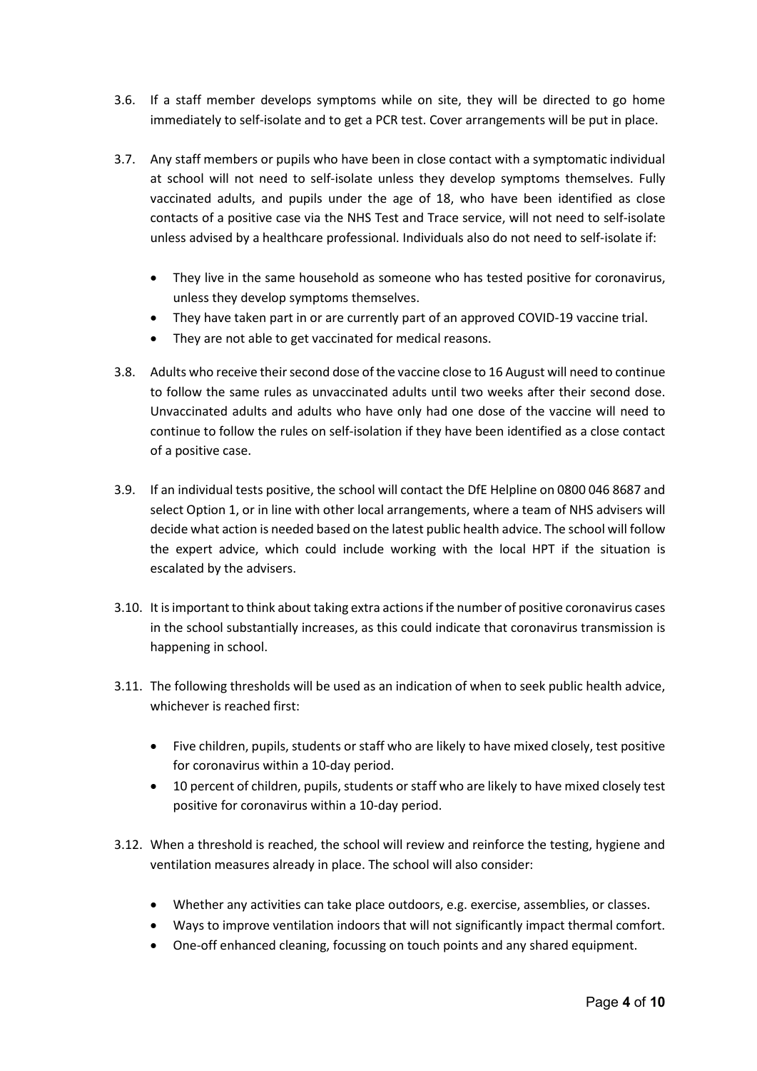3.6. If a staff member develops symptoms while on site, they will be directed to go home immediately to self-isolate and to get a PCR test. Cover arrangements will be put in place.

3.7. Any staff members or pupils who have been in close contact with a symptomatic individual at school will not need to self-isolate unless they develop symptoms themselves. Fully vaccinated adults, and pupils under the age of 18, who have been identified as close contacts of a positive case via the NHS Test and Trace service, will not need to self-isolate unless advised by a healthcare professional. Individuals also do not need to self-isolate if:

- They live in the same household as someone who has tested positive for coronavirus, unless they develop symptoms themselves.
- They have taken part in or are currently part of an approved COVID-19 vaccine trial.
- They are not able to get vaccinated for medical reasons.

3.8. Adults who receive their second dose of the vaccine close to 16 August will need to continue to follow the same rules as unvaccinated adults until two weeks after their second dose. Unvaccinated adults and adults who have only had one dose of the vaccine will need to continue to follow the rules on self-isolation if they have been identified as a close contact of a positive case.

3.9. If an individual tests positive, the school will contact the DfE Helpline on 0800 046 8687 and select Option 1, or in line with other local arrangements, where a team of NHS advisers will decide what action is needed based on the latest public health advice. The school will follow the expert advice, which could include working with the local HPT if the situation is escalated by the advisers.

3.10. It is important to think about taking extra actions if the number of positive coronavirus cases in the school substantially increases, as this could indicate that coronavirus transmission is happening in school.

3.11. The following thresholds will be used as an indication of when to seek public health advice, whichever is reached first:

- Five children, pupils, students or staff who are likely to have mixed closely, test positive for coronavirus within a 10-day period.
- 10 percent of children, pupils, students or staff who are likely to have mixed closely test positive for coronavirus within a 10-day period.

3.12. When a threshold is reached, the school will review and reinforce the testing, hygiene and ventilation measures already in place. The school will also consider:

- Whether any activities can take place outdoors, e.g. exercise, assemblies, or classes.
- Ways to improve ventilation indoors that will not significantly impact thermal comfort.
- One-off enhanced cleaning, focussing on touch points and any shared equipment.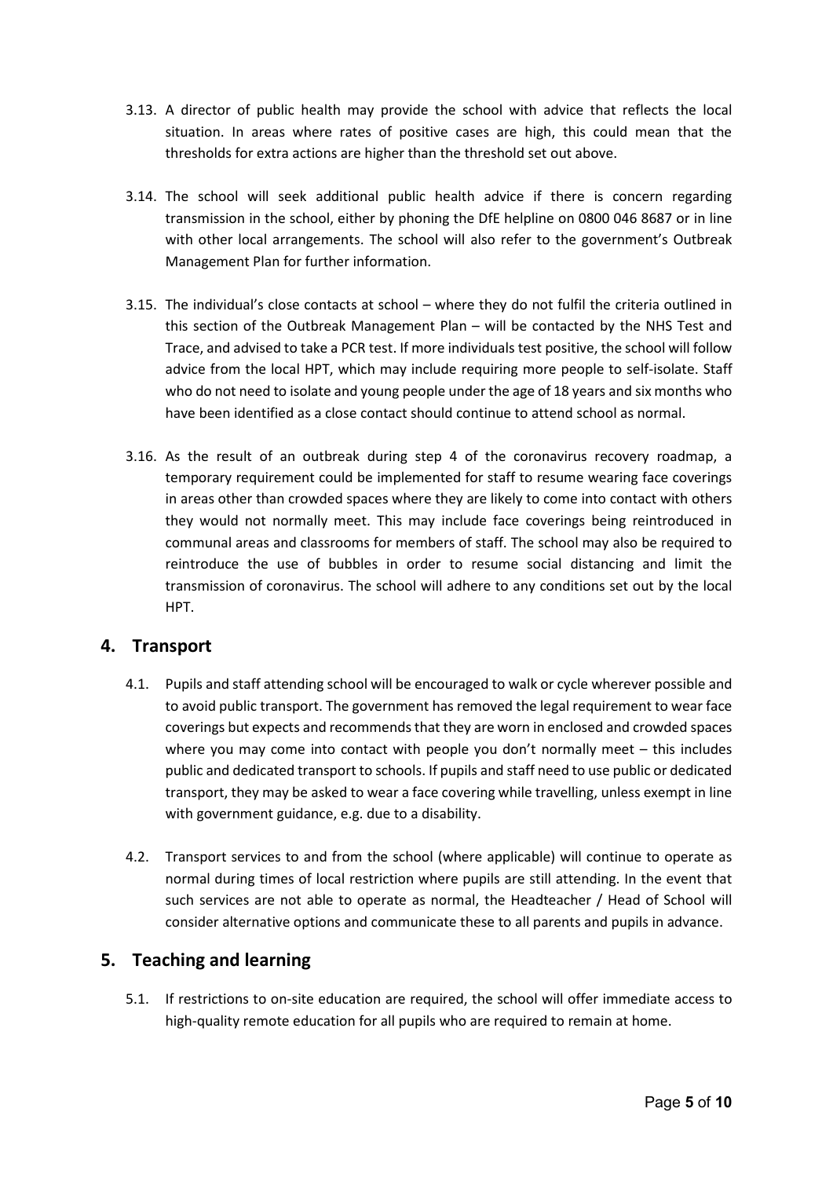3.13. A director of public health may provide the school with advice that reflects the local situation. In areas where rates of positive cases are high, this could mean that the thresholds for extra actions are higher than the threshold set out above.

3.14. The school will seek additional public health advice if there is concern regarding transmission in the school, either by phoning the DfE helpline on 0800 046 8687 or in line with other local arrangements. The school will also refer to the government's Outbreak Management Plan for further information.

3.15. The individual's close contacts at school – where they do not fulfil the criteria outlined in this section of the Outbreak Management Plan – will be contacted by the NHS Test and Trace, and advised to take a PCR test. If more individuals test positive, the school will follow advice from the local HPT, which may include requiring more people to self-isolate. Staff who do not need to isolate and young people under the age of 18 years and six months who have been identified as a close contact should continue to attend school as normal.

3.16. As the result of an outbreak during step 4 of the coronavirus recovery roadmap, a temporary requirement could be implemented for staff to resume wearing face coverings in areas other than crowded spaces where they are likely to come into contact with others they would not normally meet. This may include face coverings being reintroduced in communal areas and classrooms for members of staff. The school may also be required to reintroduce the use of bubbles in order to resume social distancing and limit the transmission of coronavirus. The school will adhere to any conditions set out by the local HPT.

## 4. Transport

4.1. Pupils and staff attending school will be encouraged to walk or cycle wherever possible and to avoid public transport. The government has removed the legal requirement to wear face coverings but expects and recommends that they are worn in enclosed and crowded spaces where you may come into contact with people you don't normally meet – this includes public and dedicated transport to schools. If pupils and staff need to use public or dedicated transport, they may be asked to wear a face covering while travelling, unless exempt in line with government guidance, e.g. due to a disability.

4.2. Transport services to and from the school (where applicable) will continue to operate as normal during times of local restriction where pupils are still attending. In the event that such services are not able to operate as normal, the Headteacher / Head of School will consider alternative options and communicate these to all parents and pupils in advance.

## 5. Teaching and learning

5.1. If restrictions to on-site education are required, the school will offer immediate access to high-quality remote education for all pupils who are required to remain at home.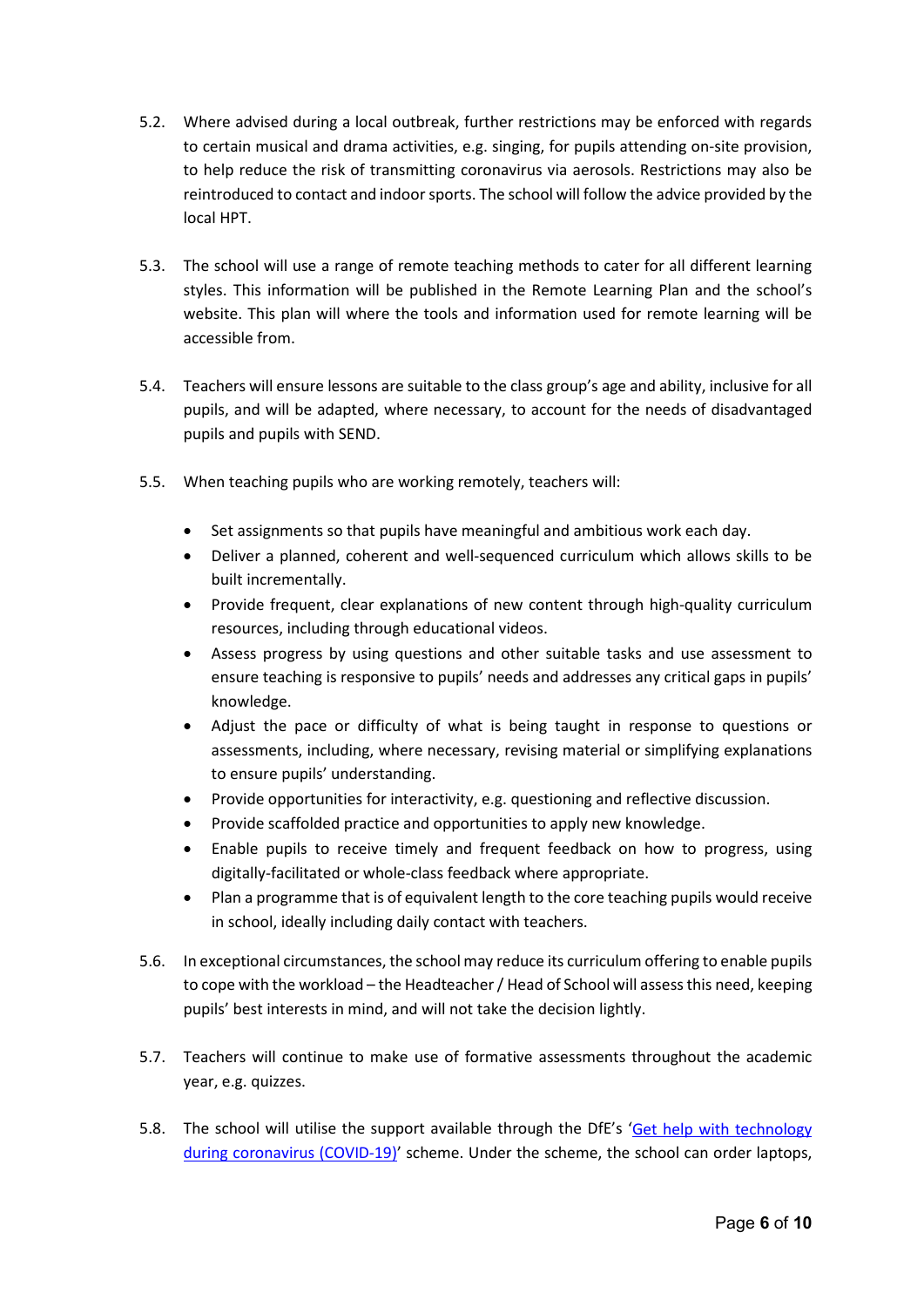5.2. Where advised during a local outbreak, further restrictions may be enforced with regards to certain musical and drama activities, e.g. singing, for pupils attending on-site provision, to help reduce the risk of transmitting coronavirus via aerosols. Restrictions may also be reintroduced to contact and indoor sports. The school will follow the advice provided by the local HPT.

5.3. The school will use a range of remote teaching methods to cater for all different learning styles. This information will be published in the Remote Learning Plan and the school's website. This plan will where the tools and information used for remote learning will be accessible from.

5.4. Teachers will ensure lessons are suitable to the class group's age and ability, inclusive for all pupils, and will be adapted, where necessary, to account for the needs of disadvantaged pupils and pupils with SEND.

5.5. When teaching pupils who are working remotely, teachers will:

- Set assignments so that pupils have meaningful and ambitious work each day.
- Deliver a planned, coherent and well-sequenced curriculum which allows skills to be built incrementally.
- Provide frequent, clear explanations of new content through high-quality curriculum resources, including through educational videos.
- Assess progress by using questions and other suitable tasks and use assessment to ensure teaching is responsive to pupils' needs and addresses any critical gaps in pupils' knowledge.
- Adjust the pace or difficulty of what is being taught in response to questions or assessments, including, where necessary, revising material or simplifying explanations to ensure pupils' understanding.
- Provide opportunities for interactivity, e.g. questioning and reflective discussion.
- Provide scaffolded practice and opportunities to apply new knowledge.
- Enable pupils to receive timely and frequent feedback on how to progress, using digitally-facilitated or whole-class feedback where appropriate.
- Plan a programme that is of equivalent length to the core teaching pupils would receive in school, ideally including daily contact with teachers.

5.6. In exceptional circumstances, the school may reduce its curriculum offering to enable pupils to cope with the workload – the Headteacher / Head of School will assess this need, keeping pupils' best interests in mind, and will not take the decision lightly.

5.7. Teachers will continue to make use of formative assessments throughout the academic year, e.g. quizzes.

5.8. The school will utilise the support available through the DfE's '[Get help with technology during coronavirus (COVID-19)]' scheme. Under the scheme, the school can order laptops,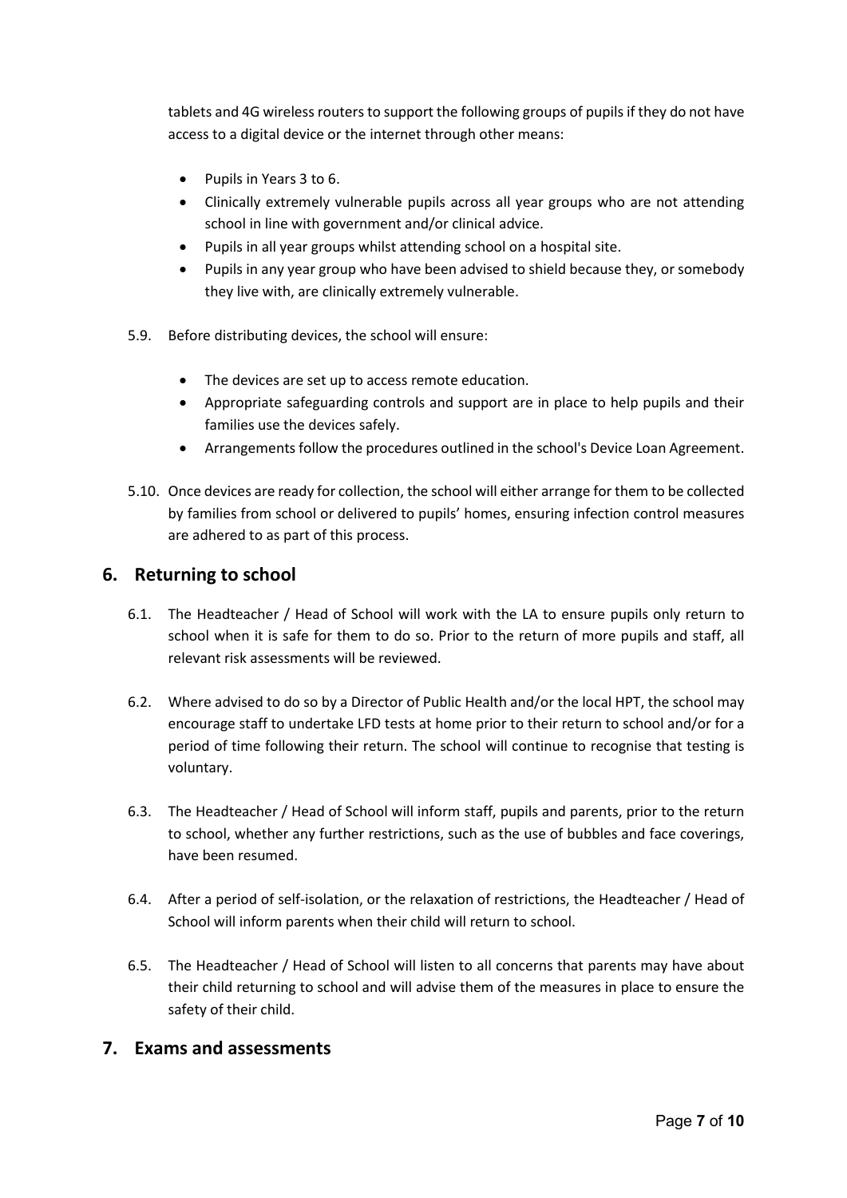tablets and 4G wireless routers to support the following groups of pupils if they do not have access to a digital device or the internet through other means:

- Pupils in Years 3 to 6.
- Clinically extremely vulnerable pupils across all year groups who are not attending school in line with government and/or clinical advice.
- Pupils in all year groups whilst attending school on a hospital site.
- Pupils in any year group who have been advised to shield because they, or somebody they live with, are clinically extremely vulnerable.

5.9. Before distributing devices, the school will ensure:

- The devices are set up to access remote education.
- Appropriate safeguarding controls and support are in place to help pupils and their families use the devices safely.
- Arrangements follow the procedures outlined in the school's Device Loan Agreement.

5.10. Once devices are ready for collection, the school will either arrange for them to be collected by families from school or delivered to pupils' homes, ensuring infection control measures are adhered to as part of this process.

## 6. Returning to school

6.1. The Headteacher / Head of School will work with the LA to ensure pupils only return to school when it is safe for them to do so. Prior to the return of more pupils and staff, all relevant risk assessments will be reviewed.

6.2. Where advised to do so by a Director of Public Health and/or the local HPT, the school may encourage staff to undertake LFD tests at home prior to their return to school and/or for a period of time following their return. The school will continue to recognise that testing is voluntary.

6.3. The Headteacher / Head of School will inform staff, pupils and parents, prior to the return to school, whether any further restrictions, such as the use of bubbles and face coverings, have been resumed.

6.4. After a period of self-isolation, or the relaxation of restrictions, the Headteacher / Head of School will inform parents when their child will return to school.

6.5. The Headteacher / Head of School will listen to all concerns that parents may have about their child returning to school and will advise them of the measures in place to ensure the safety of their child.

## 7. Exams and assessments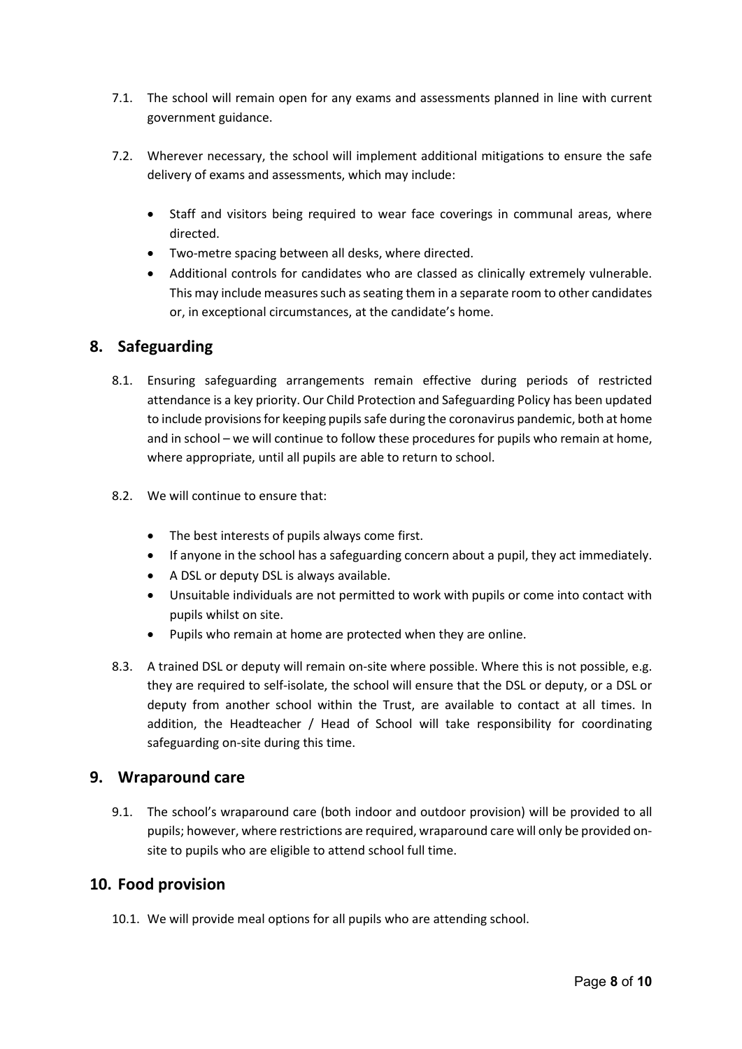7.1. The school will remain open for any exams and assessments planned in line with current government guidance.

7.2. Wherever necessary, the school will implement additional mitigations to ensure the safe delivery of exams and assessments, which may include:

- Staff and visitors being required to wear face coverings in communal areas, where directed.
- Two-metre spacing between all desks, where directed.
- Additional controls for candidates who are classed as clinically extremely vulnerable. This may include measures such as seating them in a separate room to other candidates or, in exceptional circumstances, at the candidate's home.

## 8. Safeguarding

8.1. Ensuring safeguarding arrangements remain effective during periods of restricted attendance is a key priority. Our Child Protection and Safeguarding Policy has been updated to include provisions for keeping pupils safe during the coronavirus pandemic, both at home and in school – we will continue to follow these procedures for pupils who remain at home, where appropriate, until all pupils are able to return to school.

8.2. We will continue to ensure that:

- The best interests of pupils always come first.
- If anyone in the school has a safeguarding concern about a pupil, they act immediately.
- A DSL or deputy DSL is always available.
- Unsuitable individuals are not permitted to work with pupils or come into contact with pupils whilst on site.
- Pupils who remain at home are protected when they are online.

8.3. A trained DSL or deputy will remain on-site where possible. Where this is not possible, e.g. they are required to self-isolate, the school will ensure that the DSL or deputy, or a DSL or deputy from another school within the Trust, are available to contact at all times. In addition, the Headteacher / Head of School will take responsibility for coordinating safeguarding on-site during this time.

## 9. Wraparound care

9.1. The school's wraparound care (both indoor and outdoor provision) will be provided to all pupils; however, where restrictions are required, wraparound care will only be provided on-site to pupils who are eligible to attend school full time.

## 10. Food provision

10.1. We will provide meal options for all pupils who are attending school.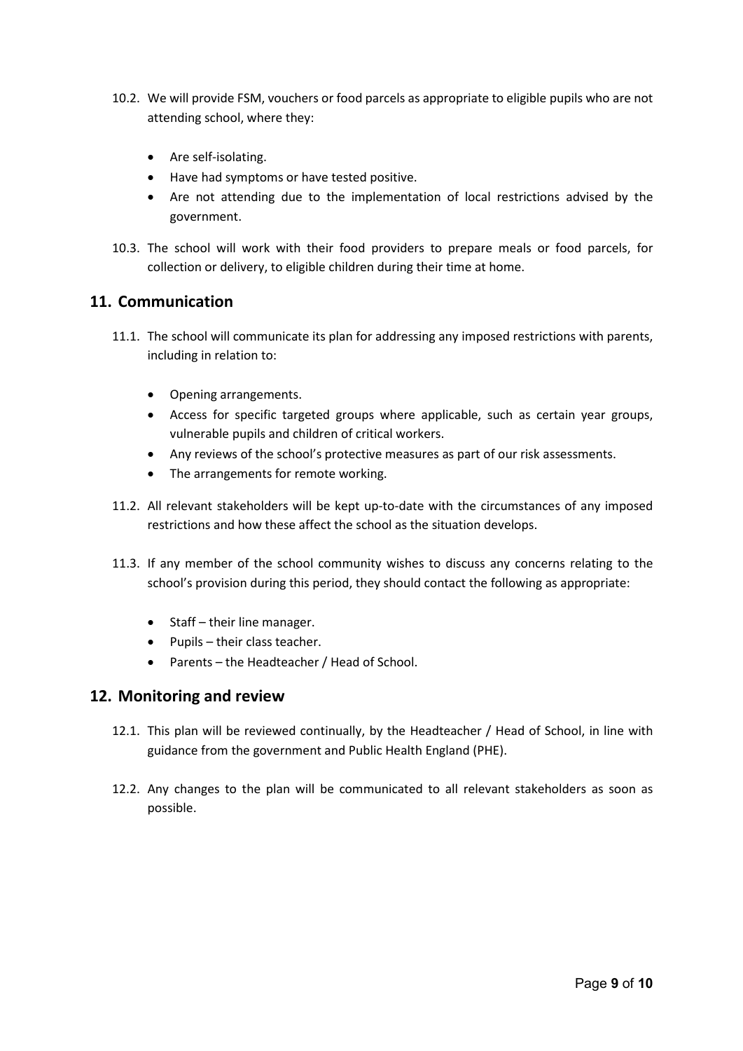10.2. We will provide FSM, vouchers or food parcels as appropriate to eligible pupils who are not attending school, where they:

- Are self-isolating.
- Have had symptoms or have tested positive.
- Are not attending due to the implementation of local restrictions advised by the government.

10.3. The school will work with their food providers to prepare meals or food parcels, for collection or delivery, to eligible children during their time at home.

## 11. Communication

11.1. The school will communicate its plan for addressing any imposed restrictions with parents, including in relation to:

- Opening arrangements.
- Access for specific targeted groups where applicable, such as certain year groups, vulnerable pupils and children of critical workers.
- Any reviews of the school's protective measures as part of our risk assessments.
- The arrangements for remote working.

11.2. All relevant stakeholders will be kept up-to-date with the circumstances of any imposed restrictions and how these affect the school as the situation develops.

11.3. If any member of the school community wishes to discuss any concerns relating to the school's provision during this period, they should contact the following as appropriate:

- Staff – their line manager.
- Pupils – their class teacher.
- Parents – the Headteacher / Head of School.

## 12. Monitoring and review

12.1. This plan will be reviewed continually, by the Headteacher / Head of School, in line with guidance from the government and Public Health England (PHE).

12.2. Any changes to the plan will be communicated to all relevant stakeholders as soon as possible.